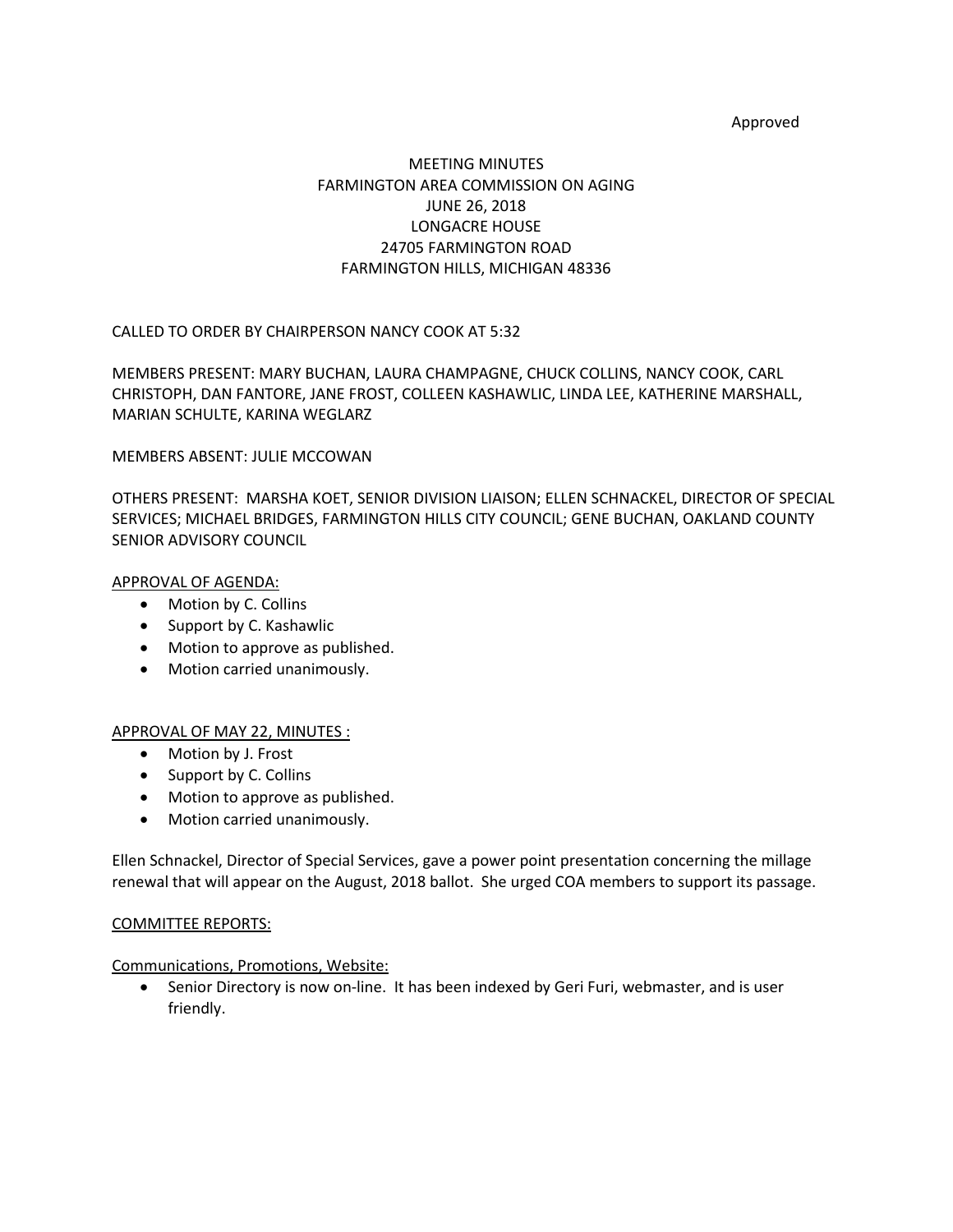Approved

# MEETING MINUTES
## FARMINGTON AREA COMMISSION ON AGING
## JUNE 26, 2018
## LONGACRE HOUSE
## 24705 FARMINGTON ROAD
## FARMINGTON HILLS, MICHIGAN 48336

CALLED TO ORDER BY CHAIRPERSON NANCY COOK AT 5:32

MEMBERS PRESENT: MARY BUCHAN, LAURA CHAMPAGNE, CHUCK COLLINS, NANCY COOK, CARL CHRISTOPH, DAN FANTORE, JANE FROST, COLLEEN KASHAWLIC, LINDA LEE, KATHERINE MARSHALL, MARIAN SCHULTE, KARINA WEGLARZ

MEMBERS ABSENT: JULIE MCCOWAN

OTHERS PRESENT: MARSHA KOET, SENIOR DIVISION LIAISON; ELLEN SCHNACKEL, DIRECTOR OF SPECIAL SERVICES; MICHAEL BRIDGES, FARMINGTON HILLS CITY COUNCIL; GENE BUCHAN, OAKLAND COUNTY SENIOR ADVISORY COUNCIL

<u>APPROVAL OF AGENDA:</u>

- Motion by C. Collins
- Support by C. Kashawlic
- Motion to approve as published.
- Motion carried unanimously.

<u>APPROVAL OF MAY 22, MINUTES :</u>

- Motion by J. Frost
- Support by C. Collins
- Motion to approve as published.
- Motion carried unanimously.

Ellen Schnackel, Director of Special Services, gave a power point presentation concerning the millage renewal that will appear on the August, 2018 ballot. She urged COA members to support its passage.

<u>COMMITTEE REPORTS:</u>

<u>Communications, Promotions, Website:</u>

- Senior Directory is now on-line. It has been indexed by Geri Furi, webmaster, and is user friendly.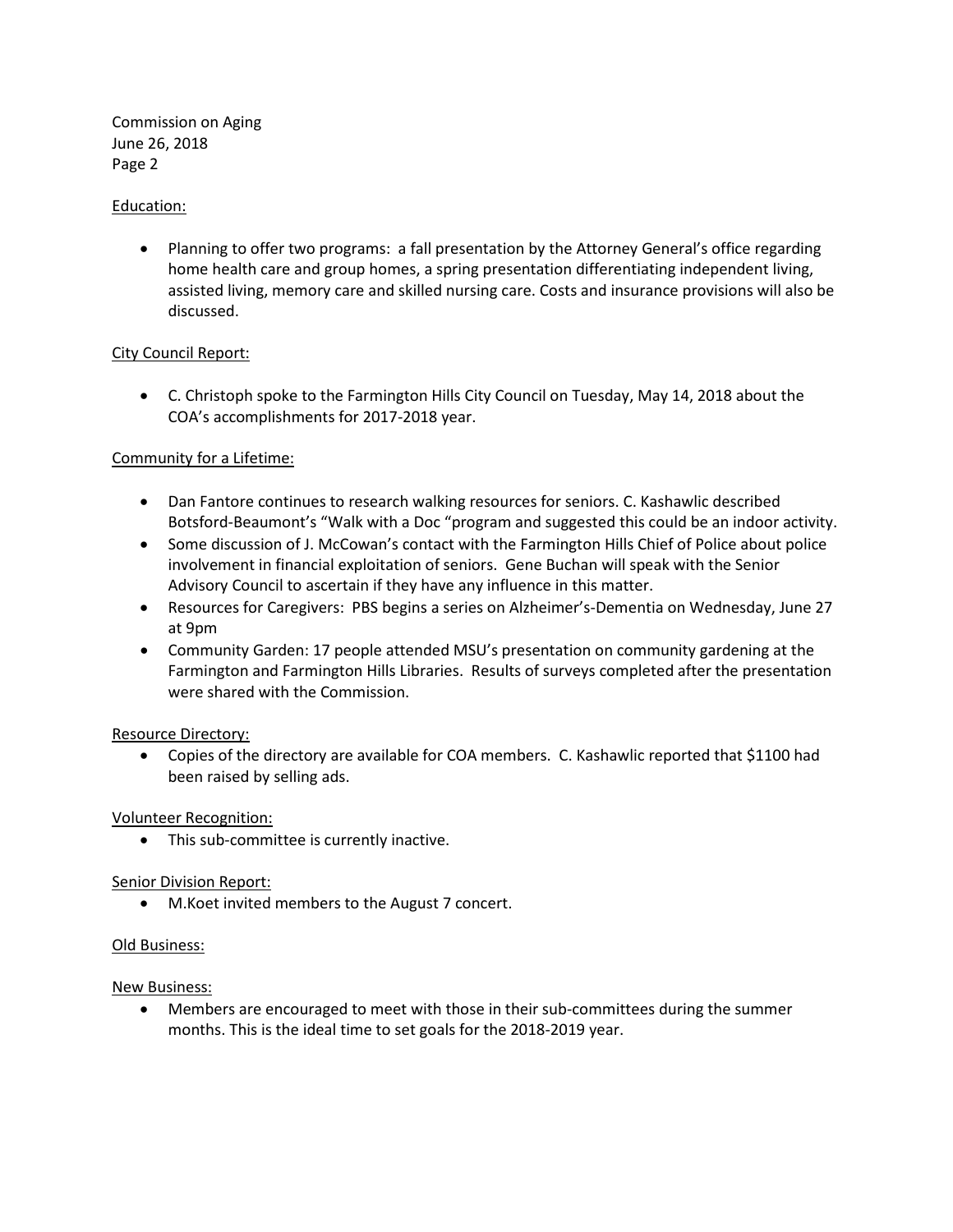Education:

- Planning to offer two programs: a fall presentation by the Attorney General's office regarding home health care and group homes, a spring presentation differentiating independent living, assisted living, memory care and skilled nursing care. Costs and insurance provisions will also be discussed.

City Council Report:

- C. Christoph spoke to the Farmington Hills City Council on Tuesday, May 14, 2018 about the COA's accomplishments for 2017-2018 year.

Community for a Lifetime:

- Dan Fantore continues to research walking resources for seniors. C. Kashawlic described Botsford-Beaumont's "Walk with a Doc "program and suggested this could be an indoor activity.
- Some discussion of J. McCowan's contact with the Farmington Hills Chief of Police about police involvement in financial exploitation of seniors. Gene Buchan will speak with the Senior Advisory Council to ascertain if they have any influence in this matter.
- Resources for Caregivers: PBS begins a series on Alzheimer's-Dementia on Wednesday, June 27 at 9pm
- Community Garden: 17 people attended MSU's presentation on community gardening at the Farmington and Farmington Hills Libraries. Results of surveys completed after the presentation were shared with the Commission.

Resource Directory:

- Copies of the directory are available for COA members. C. Kashawlic reported that $1100 had been raised by selling ads.

Volunteer Recognition:

- This sub-committee is currently inactive.

Senior Division Report:

- M.Koet invited members to the August 7 concert.

Old Business:

New Business:

- Members are encouraged to meet with those in their sub-committees during the summer months. This is the ideal time to set goals for the 2018-2019 year.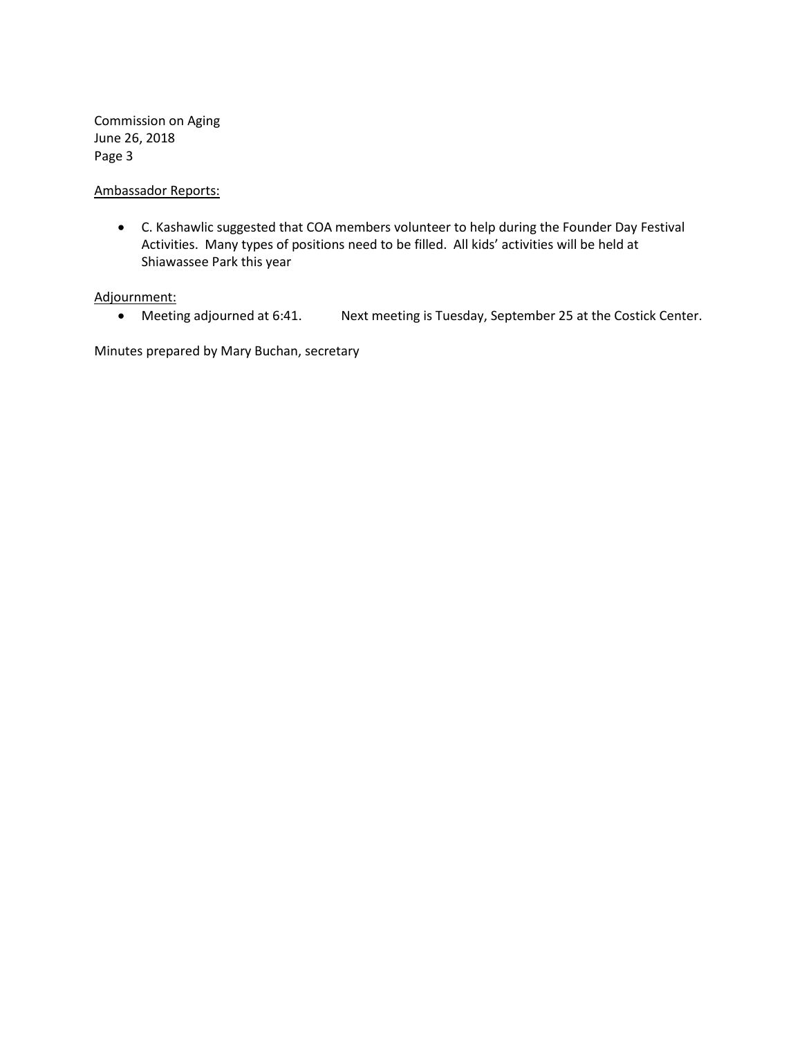Ambassador Reports:

- C. Kashawlic suggested that COA members volunteer to help during the Founder Day Festival Activities. Many types of positions need to be filled. All kids' activities will be held at Shiawassee Park this year

Adjournment:

- Meeting adjourned at 6:41. Next meeting is Tuesday, September 25 at the Costick Center.

Minutes prepared by Mary Buchan, secretary